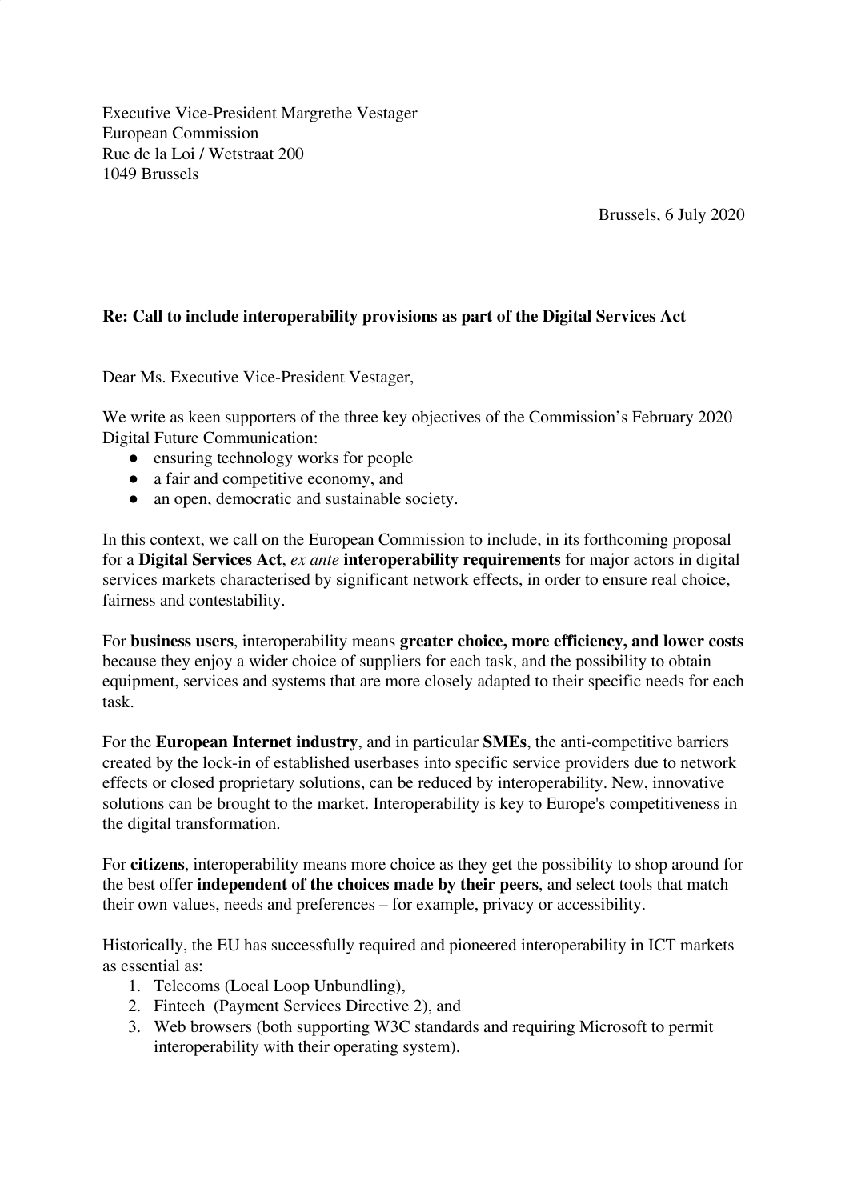Executive Vice-President Margrethe Vestager
European Commission
Rue de la Loi / Wetstraat 200
1049 Brussels

Brussels, 6 July 2020

**Re: Call to include interoperability provisions as part of the Digital Services Act**

Dear Ms. Executive Vice-President Vestager,

We write as keen supporters of the three key objectives of the Commission's February 2020 Digital Future Communication:

- ensuring technology works for people
- a fair and competitive economy, and
- an open, democratic and sustainable society.

In this context, we call on the European Commission to include, in its forthcoming proposal for a **Digital Services Act**, *ex ante* **interoperability requirements** for major actors in digital services markets characterised by significant network effects, in order to ensure real choice, fairness and contestability.

For **business users**, interoperability means **greater choice, more efficiency, and lower costs** because they enjoy a wider choice of suppliers for each task, and the possibility to obtain equipment, services and systems that are more closely adapted to their specific needs for each task.

For the **European Internet industry**, and in particular **SMEs**, the anti-competitive barriers created by the lock-in of established userbases into specific service providers due to network effects or closed proprietary solutions, can be reduced by interoperability. New, innovative solutions can be brought to the market. Interoperability is key to Europe's competitiveness in the digital transformation.

For **citizens**, interoperability means more choice as they get the possibility to shop around for the best offer **independent of the choices made by their peers**, and select tools that match their own values, needs and preferences – for example, privacy or accessibility.

Historically, the EU has successfully required and pioneered interoperability in ICT markets as essential as:

1. Telecoms (Local Loop Unbundling),
2. Fintech (Payment Services Directive 2), and
3. Web browsers (both supporting W3C standards and requiring Microsoft to permit interoperability with their operating system).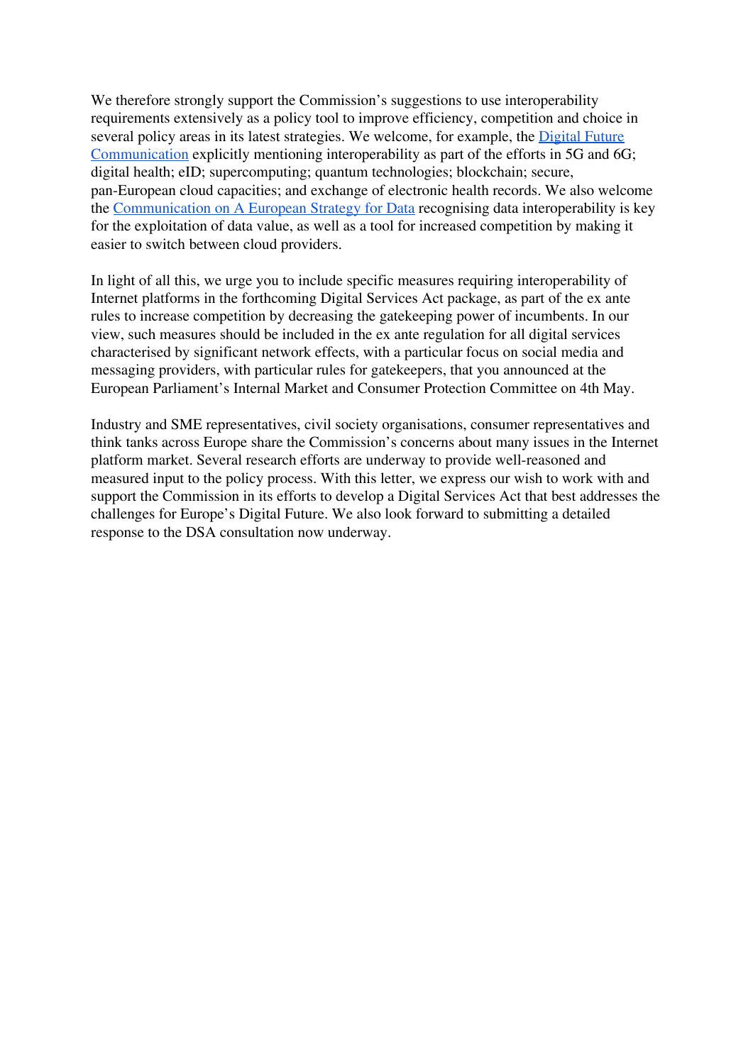We therefore strongly support the Commission's suggestions to use interoperability requirements extensively as a policy tool to improve efficiency, competition and choice in several policy areas in its latest strategies. We welcome, for example, the Digital Future Communication explicitly mentioning interoperability as part of the efforts in 5G and 6G; digital health; eID; supercomputing; quantum technologies; blockchain; secure, pan-European cloud capacities; and exchange of electronic health records. We also welcome the Communication on A European Strategy for Data recognising data interoperability is key for the exploitation of data value, as well as a tool for increased competition by making it easier to switch between cloud providers.

In light of all this, we urge you to include specific measures requiring interoperability of Internet platforms in the forthcoming Digital Services Act package, as part of the ex ante rules to increase competition by decreasing the gatekeeping power of incumbents. In our view, such measures should be included in the ex ante regulation for all digital services characterised by significant network effects, with a particular focus on social media and messaging providers, with particular rules for gatekeepers, that you announced at the European Parliament's Internal Market and Consumer Protection Committee on 4th May.

Industry and SME representatives, civil society organisations, consumer representatives and think tanks across Europe share the Commission's concerns about many issues in the Internet platform market. Several research efforts are underway to provide well-reasoned and measured input to the policy process. With this letter, we express our wish to work with and support the Commission in its efforts to develop a Digital Services Act that best addresses the challenges for Europe's Digital Future. We also look forward to submitting a detailed response to the DSA consultation now underway.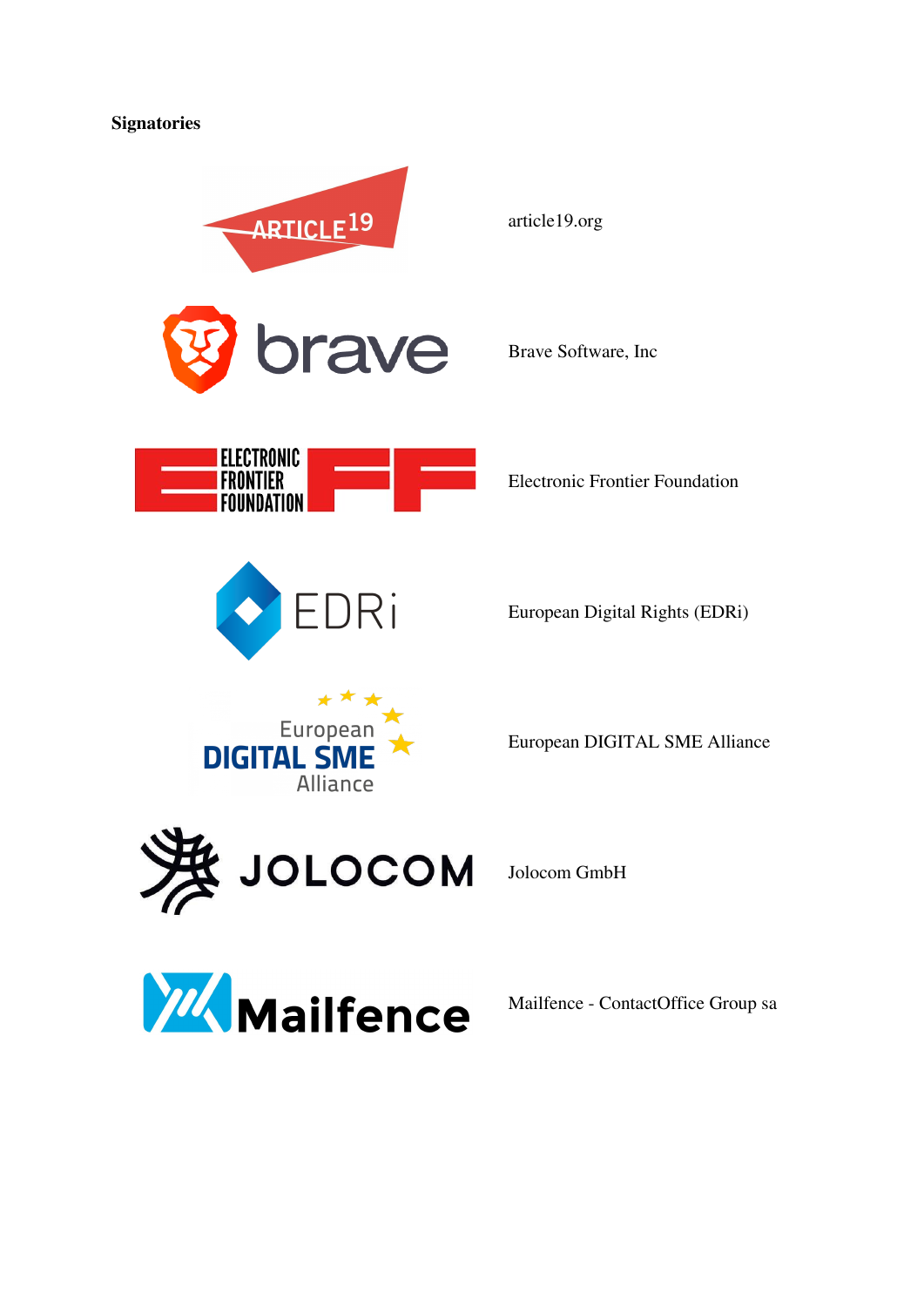**Signatories**

article19.org

Brave Software, Inc

Electronic Frontier Foundation

European Digital Rights (EDRi)

European DIGITAL SME Alliance

Jolocom GmbH

Mailfence - ContactOffice Group sa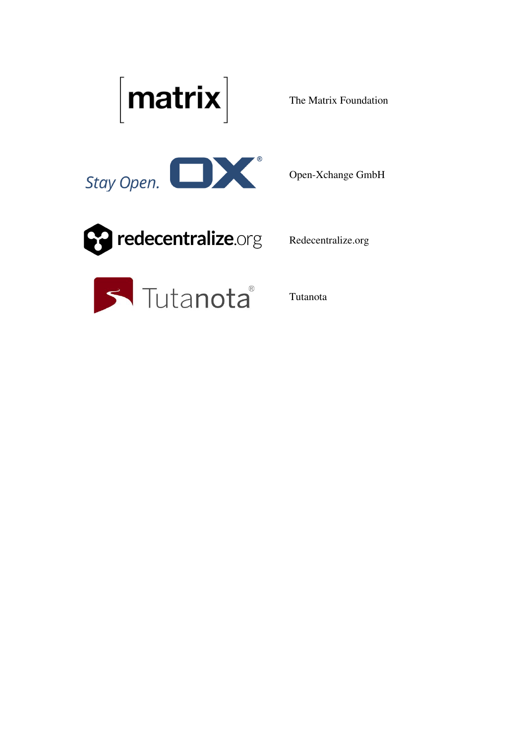The Matrix Foundation

Open-Xchange GmbH

Redecentralize.org

Tutanota